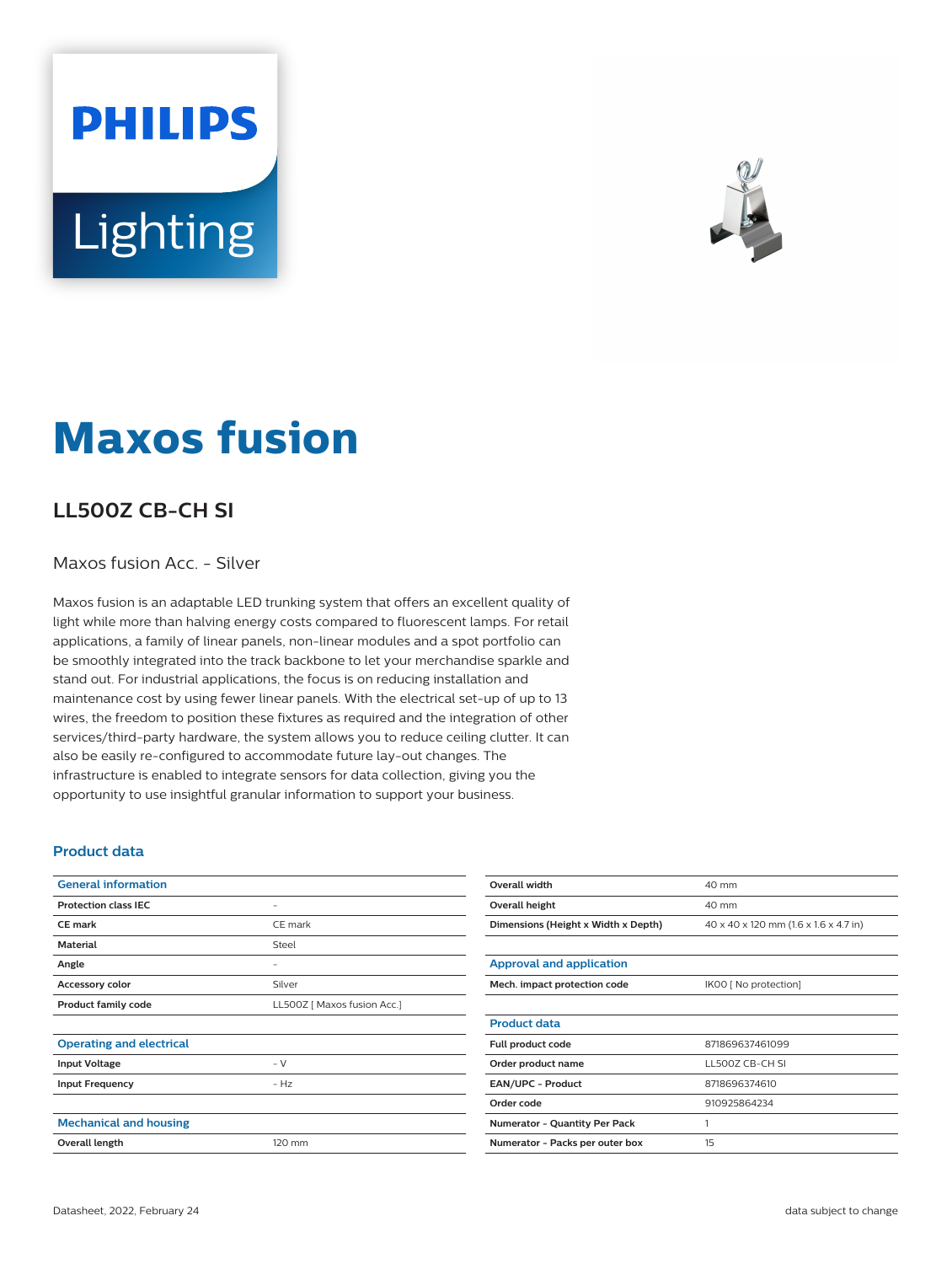# Maxos fusion

## LL500Z CB-CH SI

Maxos fusion Acc. - Silver

Maxos fusion is an adaptable LED trunking system that offers an excellent quality of light while more than halving energy costs compared to fluorescent lamps. For retail applications, a family of linear panels, non-linear modules and a spot portfolio can be smoothly integrated into the track backbone to let your merchandise sparkle and stand out. For industrial applications, the focus is on reducing installation and maintenance cost by using fewer linear panels. With the electrical set-up of up to 13 wires, the freedom to position these fixtures as required and the integration of other services/third-party hardware, the system allows you to reduce ceiling clutter. It can also be easily re-configured to accommodate future lay-out changes. The infrastructure is enabled to integrate sensors for data collection, giving you the opportunity to use insightful granular information to support your business.

### Product data

| General information | |
|---|---|
| Protection class IEC | - |
| CE mark | CE mark |
| Material | Steel |
| Angle | - |
| Accessory color | Silver |
| Product family code | LL500Z [ Maxos fusion Acc.] |

| Operating and electrical | |
|---|---|
| Input Voltage | - V |
| Input Frequency | - Hz |

| Mechanical and housing | |
|---|---|
| Overall length | 120 mm |
| Overall width | 40 mm |
| Overall height | 40 mm |
| Dimensions (Height x Width x Depth) | 40 x 40 x 120 mm (1.6 x 1.6 x 4.7 in) |

| Approval and application | |
|---|---|
| Mech. impact protection code | IK00 [ No protection] |

| Product data | |
|---|---|
| Full product code | 871869637461099 |
| Order product name | LL500Z CB-CH SI |
| EAN/UPC - Product | 8718696374610 |
| Order code | 910925864234 |
| Numerator - Quantity Per Pack | 1 |
| Numerator - Packs per outer box | 15 |

Datasheet, 2022, February 24

data subject to change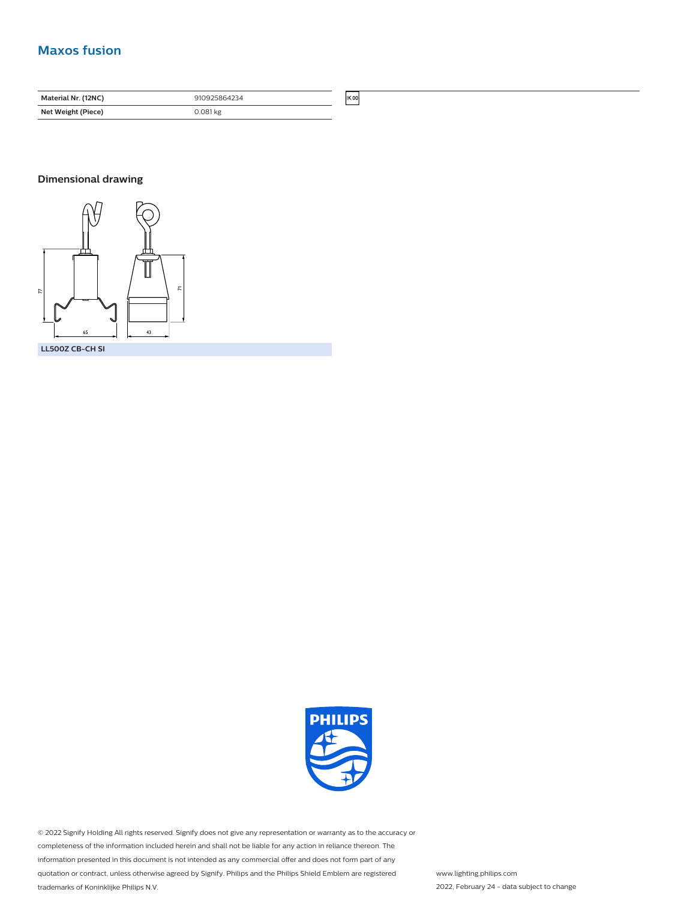## Maxos fusion

| | |
|---|---|
| **Material Nr. (12NC)** | 910925864234 |
| **Net Weight (Piece)** | 0.081 kg |

IK00

## Dimensional drawing

77

65

43

71

**LL500Z CB-CH SI**

© 2022 Signify Holding All rights reserved. Signify does not give any representation or warranty as to the accuracy or completeness of the information included herein and shall not be liable for any action in reliance thereon. The information presented in this document is not intended as any commercial offer and does not form part of any quotation or contract, unless otherwise agreed by Signify. Philips and the Philips Shield Emblem are registered trademarks of Koninklijke Philips N.V.

www.lighting.philips.com

2022, February 24 - data subject to change